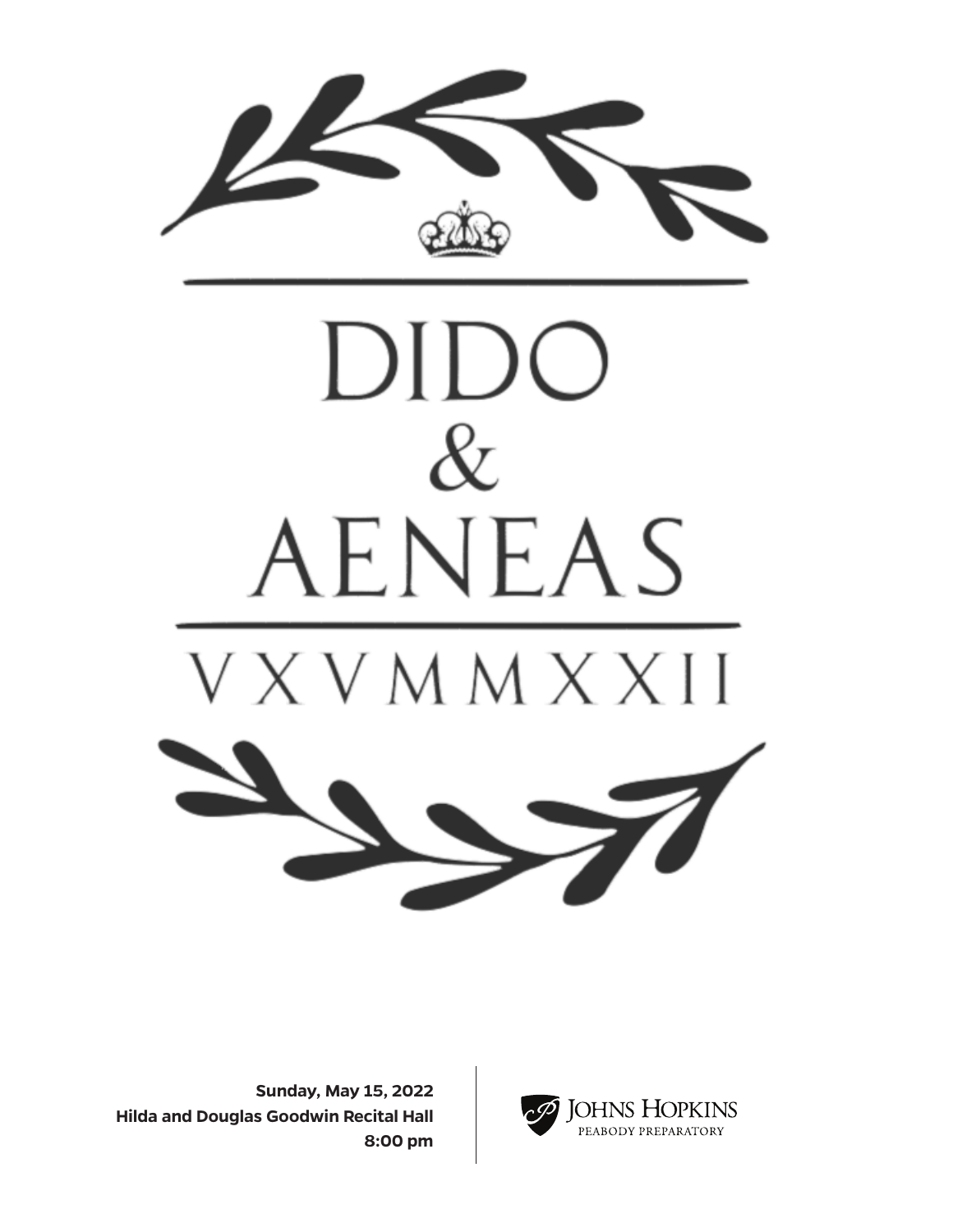# DIDO & AENEAS

VXVMMXXII

**Sunday, May 15, 2022**
**Hilda and Douglas Goodwin Recital Hall**
**8:00 pm**

JOHNS HOPKINS
PEABODY PREPARATORY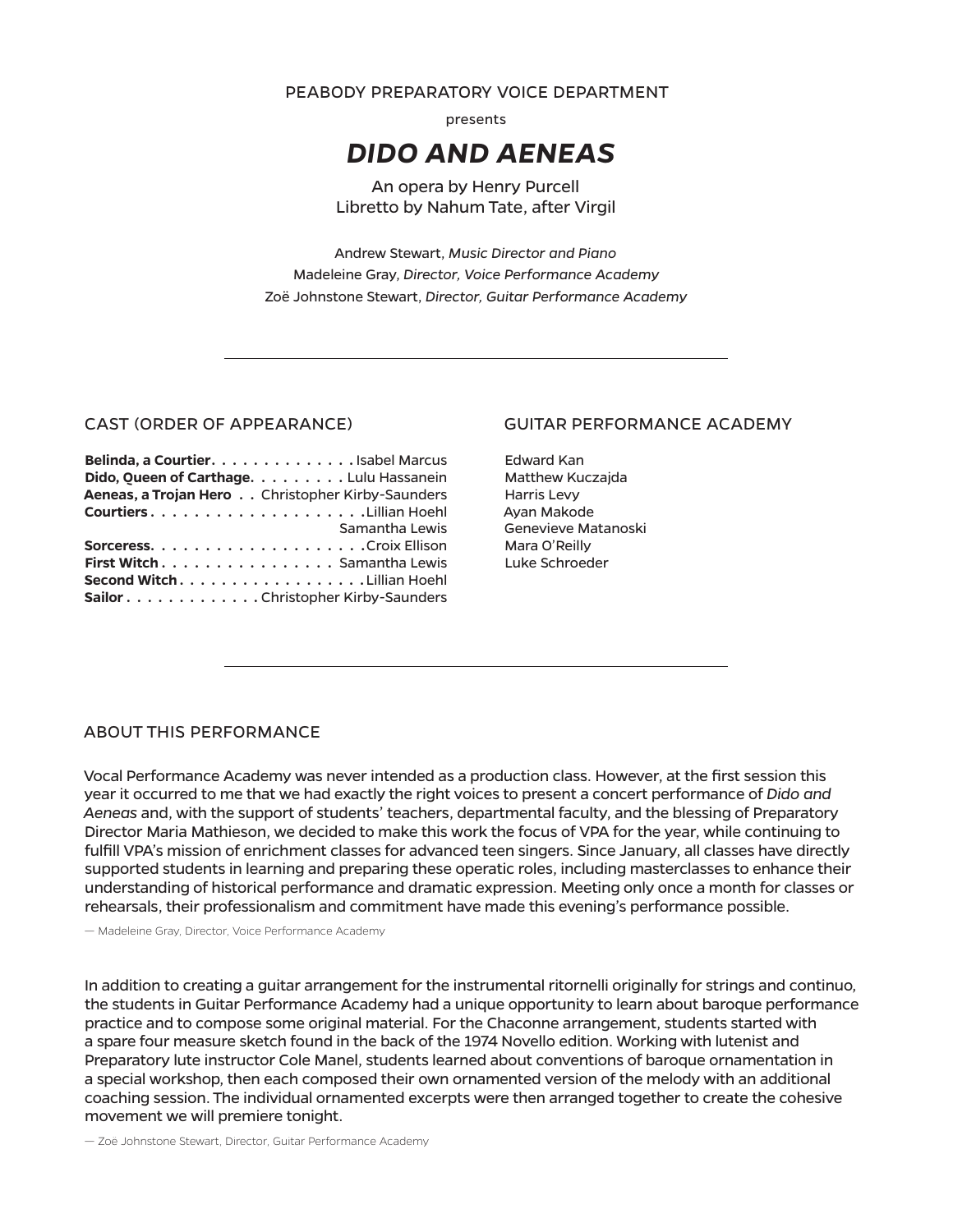PEABODY PREPARATORY VOICE DEPARTMENT

presents

# *DIDO AND AENEAS*

An opera by Henry Purcell
Libretto by Nahum Tate, after Virgil

Andrew Stewart, *Music Director and Piano*
Madeleine Gray, *Director, Voice Performance Academy*
Zoë Johnstone Stewart, *Director, Guitar Performance Academy*

---

## CAST (ORDER OF APPEARANCE)

**Belinda, a Courtier** . . . . . . . . . . . . . . Isabel Marcus
**Dido, Queen of Carthage** . . . . . . . . . Lulu Hassanein
**Aeneas, a Trojan Hero** . . Christopher Kirby-Saunders
**Courtiers** . . . . . . . . . . . . . . . . . . . . Lillian Hoehl
Samantha Lewis
**Sorceress** . . . . . . . . . . . . . . . . . . . . Croix Ellison
**First Witch** . . . . . . . . . . . . . . . . . Samantha Lewis
**Second Witch** . . . . . . . . . . . . . . . . . . Lillian Hoehl
**Sailor** . . . . . . . . . . . . . Christopher Kirby-Saunders

## GUITAR PERFORMANCE ACADEMY

Edward Kan
Matthew Kuczajda
Harris Levy
Ayan Makode
Genevieve Matanoski
Mara O'Reilly
Luke Schroeder

---

## ABOUT THIS PERFORMANCE

Vocal Performance Academy was never intended as a production class. However, at the first session this year it occurred to me that we had exactly the right voices to present a concert performance of *Dido and Aeneas* and, with the support of students' teachers, departmental faculty, and the blessing of Preparatory Director Maria Mathieson, we decided to make this work the focus of VPA for the year, while continuing to fulfill VPA's mission of enrichment classes for advanced teen singers. Since January, all classes have directly supported students in learning and preparing these operatic roles, including masterclasses to enhance their understanding of historical performance and dramatic expression. Meeting only once a month for classes or rehearsals, their professionalism and commitment have made this evening's performance possible.

— Madeleine Gray, Director, Voice Performance Academy

In addition to creating a guitar arrangement for the instrumental ritornelli originally for strings and continuo, the students in Guitar Performance Academy had a unique opportunity to learn about baroque performance practice and to compose some original material. For the Chaconne arrangement, students started with a spare four measure sketch found in the back of the 1974 Novello edition. Working with lutenist and Preparatory lute instructor Cole Manel, students learned about conventions of baroque ornamentation in a special workshop, then each composed their own ornamented version of the melody with an additional coaching session. The individual ornamented excerpts were then arranged together to create the cohesive movement we will premiere tonight.

— Zoë Johnstone Stewart, Director, Guitar Performance Academy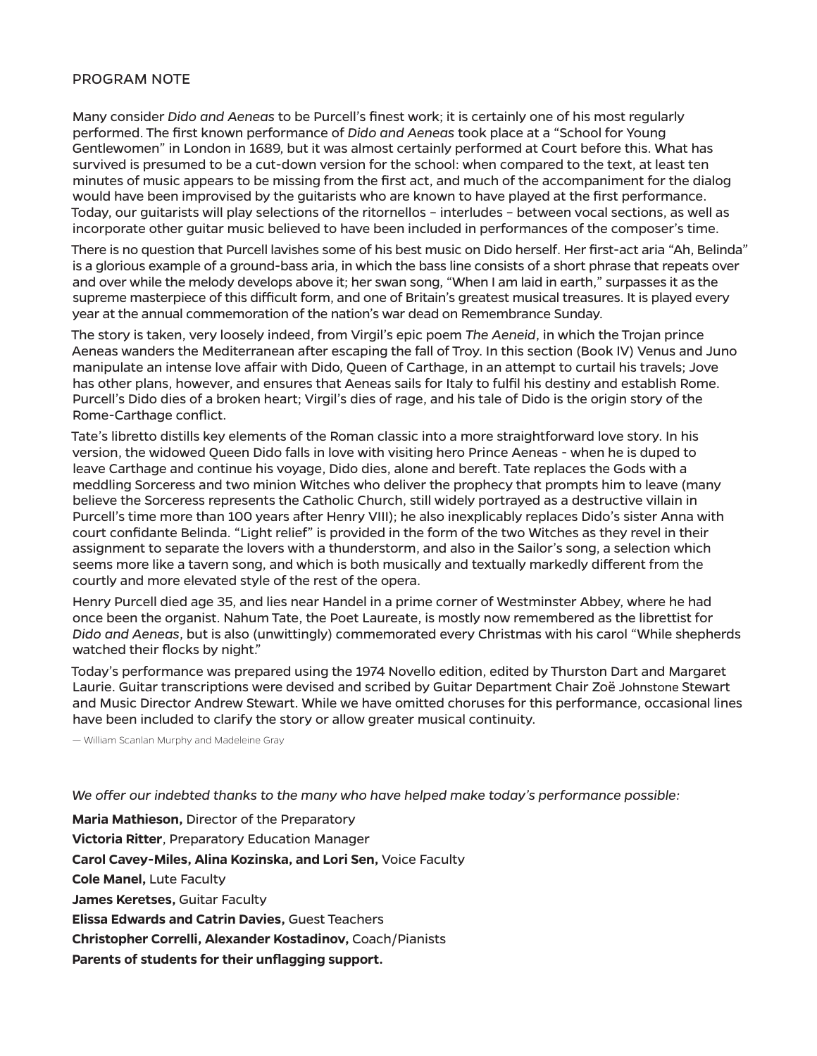## PROGRAM NOTE

Many consider *Dido and Aeneas* to be Purcell's finest work; it is certainly one of his most regularly performed. The first known performance of *Dido and Aeneas* took place at a "School for Young Gentlewomen" in London in 1689, but it was almost certainly performed at Court before this. What has survived is presumed to be a cut-down version for the school: when compared to the text, at least ten minutes of music appears to be missing from the first act, and much of the accompaniment for the dialog would have been improvised by the guitarists who are known to have played at the first performance. Today, our guitarists will play selections of the ritornellos – interludes – between vocal sections, as well as incorporate other guitar music believed to have been included in performances of the composer's time.

There is no question that Purcell lavishes some of his best music on Dido herself. Her first-act aria "Ah, Belinda" is a glorious example of a ground-bass aria, in which the bass line consists of a short phrase that repeats over and over while the melody develops above it; her swan song, "When I am laid in earth," surpasses it as the supreme masterpiece of this difficult form, and one of Britain's greatest musical treasures. It is played every year at the annual commemoration of the nation's war dead on Remembrance Sunday.

The story is taken, very loosely indeed, from Virgil's epic poem *The Aeneid*, in which the Trojan prince Aeneas wanders the Mediterranean after escaping the fall of Troy. In this section (Book IV) Venus and Juno manipulate an intense love affair with Dido, Queen of Carthage, in an attempt to curtail his travels; Jove has other plans, however, and ensures that Aeneas sails for Italy to fulfil his destiny and establish Rome. Purcell's Dido dies of a broken heart; Virgil's dies of rage, and his tale of Dido is the origin story of the Rome-Carthage conflict.

Tate's libretto distills key elements of the Roman classic into a more straightforward love story. In his version, the widowed Queen Dido falls in love with visiting hero Prince Aeneas - when he is duped to leave Carthage and continue his voyage, Dido dies, alone and bereft. Tate replaces the Gods with a meddling Sorceress and two minion Witches who deliver the prophecy that prompts him to leave (many believe the Sorceress represents the Catholic Church, still widely portrayed as a destructive villain in Purcell's time more than 100 years after Henry VIII); he also inexplicably replaces Dido's sister Anna with court confidante Belinda. "Light relief" is provided in the form of the two Witches as they revel in their assignment to separate the lovers with a thunderstorm, and also in the Sailor's song, a selection which seems more like a tavern song, and which is both musically and textually markedly different from the courtly and more elevated style of the rest of the opera.

Henry Purcell died age 35, and lies near Handel in a prime corner of Westminster Abbey, where he had once been the organist. Nahum Tate, the Poet Laureate, is mostly now remembered as the librettist for *Dido and Aeneas*, but is also (unwittingly) commemorated every Christmas with his carol "While shepherds watched their flocks by night."

Today's performance was prepared using the 1974 Novello edition, edited by Thurston Dart and Margaret Laurie. Guitar transcriptions were devised and scribed by Guitar Department Chair Zoë Johnstone Stewart and Music Director Andrew Stewart. While we have omitted choruses for this performance, occasional lines have been included to clarify the story or allow greater musical continuity.

— William Scanlan Murphy and Madeleine Gray

*We offer our indebted thanks to the many who have helped make today's performance possible:*

**Maria Mathieson,** Director of the Preparatory

**Victoria Ritter**, Preparatory Education Manager

**Carol Cavey-Miles, Alina Kozinska, and Lori Sen,** Voice Faculty

**Cole Manel,** Lute Faculty

**James Keretses,** Guitar Faculty

**Elissa Edwards and Catrin Davies,** Guest Teachers

**Christopher Correlli, Alexander Kostadinov,** Coach/Pianists

**Parents of students for their unflagging support.**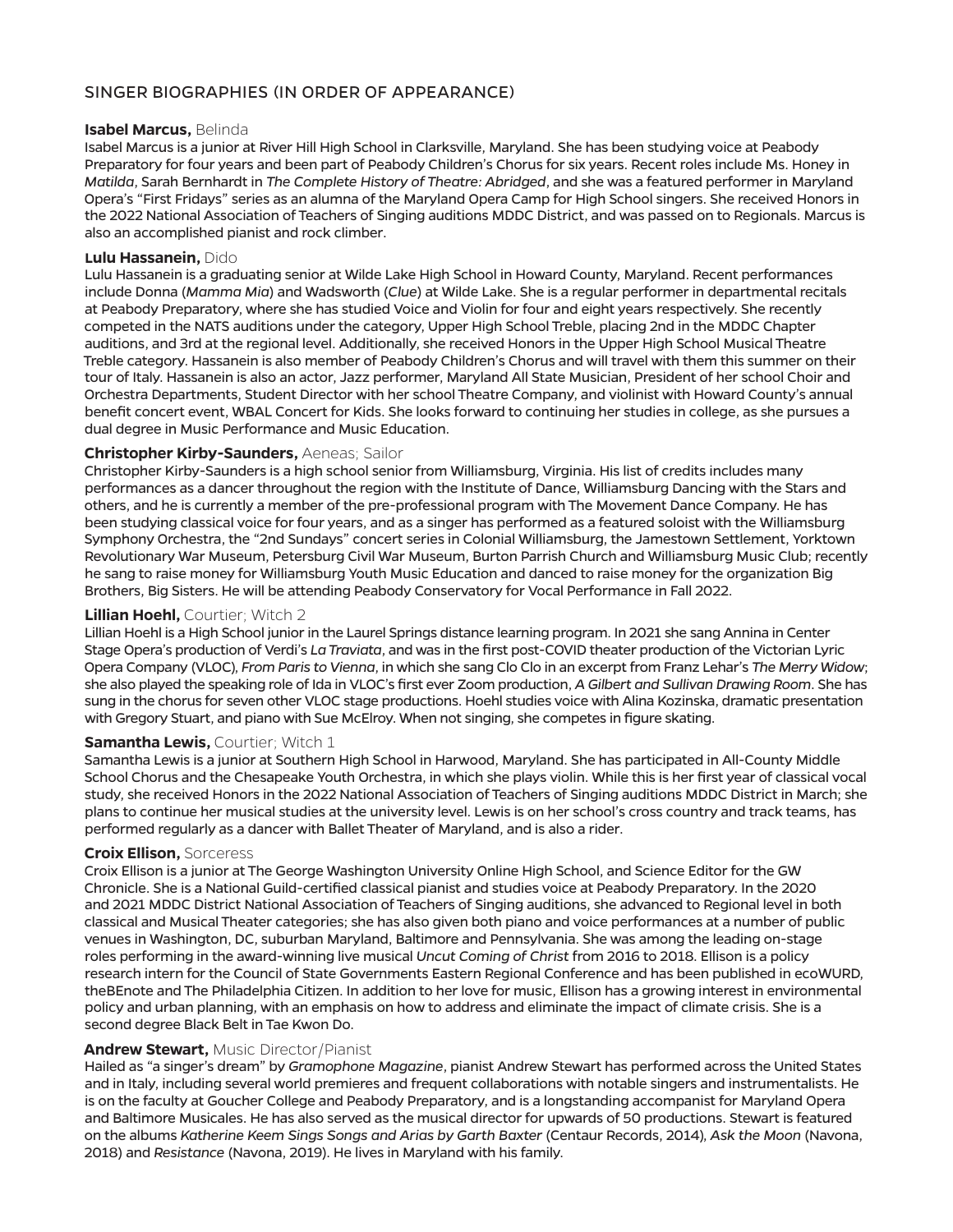## SINGER BIOGRAPHIES (IN ORDER OF APPEARANCE)

**Isabel Marcus,** Belinda

Isabel Marcus is a junior at River Hill High School in Clarksville, Maryland. She has been studying voice at Peabody Preparatory for four years and been part of Peabody Children's Chorus for six years. Recent roles include Ms. Honey in *Matilda*, Sarah Bernhardt in *The Complete History of Theatre: Abridged*, and she was a featured performer in Maryland Opera's "First Fridays" series as an alumna of the Maryland Opera Camp for High School singers. She received Honors in the 2022 National Association of Teachers of Singing auditions MDDC District, and was passed on to Regionals. Marcus is also an accomplished pianist and rock climber.

**Lulu Hassanein,** Dido

Lulu Hassanein is a graduating senior at Wilde Lake High School in Howard County, Maryland. Recent performances include Donna (*Mamma Mia*) and Wadsworth (*Clue*) at Wilde Lake. She is a regular performer in departmental recitals at Peabody Preparatory, where she has studied Voice and Violin for four and eight years respectively. She recently competed in the NATS auditions under the category, Upper High School Treble, placing 2nd in the MDDC Chapter auditions, and 3rd at the regional level. Additionally, she received Honors in the Upper High School Musical Theatre Treble category. Hassanein is also member of Peabody Children's Chorus and will travel with them this summer on their tour of Italy. Hassanein is also an actor, Jazz performer, Maryland All State Musician, President of her school Choir and Orchestra Departments, Student Director with her school Theatre Company, and violinist with Howard County's annual benefit concert event, WBAL Concert for Kids. She looks forward to continuing her studies in college, as she pursues a dual degree in Music Performance and Music Education.

**Christopher Kirby-Saunders,** Aeneas; Sailor

Christopher Kirby-Saunders is a high school senior from Williamsburg, Virginia. His list of credits includes many performances as a dancer throughout the region with the Institute of Dance, Williamsburg Dancing with the Stars and others, and he is currently a member of the pre-professional program with The Movement Dance Company. He has been studying classical voice for four years, and as a singer has performed as a featured soloist with the Williamsburg Symphony Orchestra, the "2nd Sundays" concert series in Colonial Williamsburg, the Jamestown Settlement, Yorktown Revolutionary War Museum, Petersburg Civil War Museum, Burton Parrish Church and Williamsburg Music Club; recently he sang to raise money for Williamsburg Youth Music Education and danced to raise money for the organization Big Brothers, Big Sisters. He will be attending Peabody Conservatory for Vocal Performance in Fall 2022.

**Lillian Hoehl,** Courtier; Witch 2

Lillian Hoehl is a High School junior in the Laurel Springs distance learning program. In 2021 she sang Annina in Center Stage Opera's production of Verdi's *La Traviata*, and was in the first post-COVID theater production of the Victorian Lyric Opera Company (VLOC), *From Paris to Vienna*, in which she sang Clo Clo in an excerpt from Franz Lehar's *The Merry Widow*; she also played the speaking role of Ida in VLOC's first ever Zoom production, *A Gilbert and Sullivan Drawing Room*. She has sung in the chorus for seven other VLOC stage productions. Hoehl studies voice with Alina Kozinska, dramatic presentation with Gregory Stuart, and piano with Sue McElroy. When not singing, she competes in figure skating.

**Samantha Lewis,** Courtier; Witch 1

Samantha Lewis is a junior at Southern High School in Harwood, Maryland. She has participated in All-County Middle School Chorus and the Chesapeake Youth Orchestra, in which she plays violin. While this is her first year of classical vocal study, she received Honors in the 2022 National Association of Teachers of Singing auditions MDDC District in March; she plans to continue her musical studies at the university level. Lewis is on her school's cross country and track teams, has performed regularly as a dancer with Ballet Theater of Maryland, and is also a rider.

**Croix Ellison,** Sorceress

Croix Ellison is a junior at The George Washington University Online High School, and Science Editor for the GW Chronicle. She is a National Guild-certified classical pianist and studies voice at Peabody Preparatory. In the 2020 and 2021 MDDC District National Association of Teachers of Singing auditions, she advanced to Regional level in both classical and Musical Theater categories; she has also given both piano and voice performances at a number of public venues in Washington, DC, suburban Maryland, Baltimore and Pennsylvania. She was among the leading on-stage roles performing in the award-winning live musical *Uncut Coming of Christ* from 2016 to 2018. Ellison is a policy research intern for the Council of State Governments Eastern Regional Conference and has been published in ecoWURD, theBEnote and The Philadelphia Citizen. In addition to her love for music, Ellison has a growing interest in environmental policy and urban planning, with an emphasis on how to address and eliminate the impact of climate crisis. She is a second degree Black Belt in Tae Kwon Do.

**Andrew Stewart,** Music Director/Pianist

Hailed as "a singer's dream" by *Gramophone Magazine*, pianist Andrew Stewart has performed across the United States and in Italy, including several world premieres and frequent collaborations with notable singers and instrumentalists. He is on the faculty at Goucher College and Peabody Preparatory, and is a longstanding accompanist for Maryland Opera and Baltimore Musicales. He has also served as the musical director for upwards of 50 productions. Stewart is featured on the albums *Katherine Keem Sings Songs and Arias by Garth Baxter* (Centaur Records, 2014), *Ask the Moon* (Navona, 2018) and *Resistance* (Navona, 2019). He lives in Maryland with his family.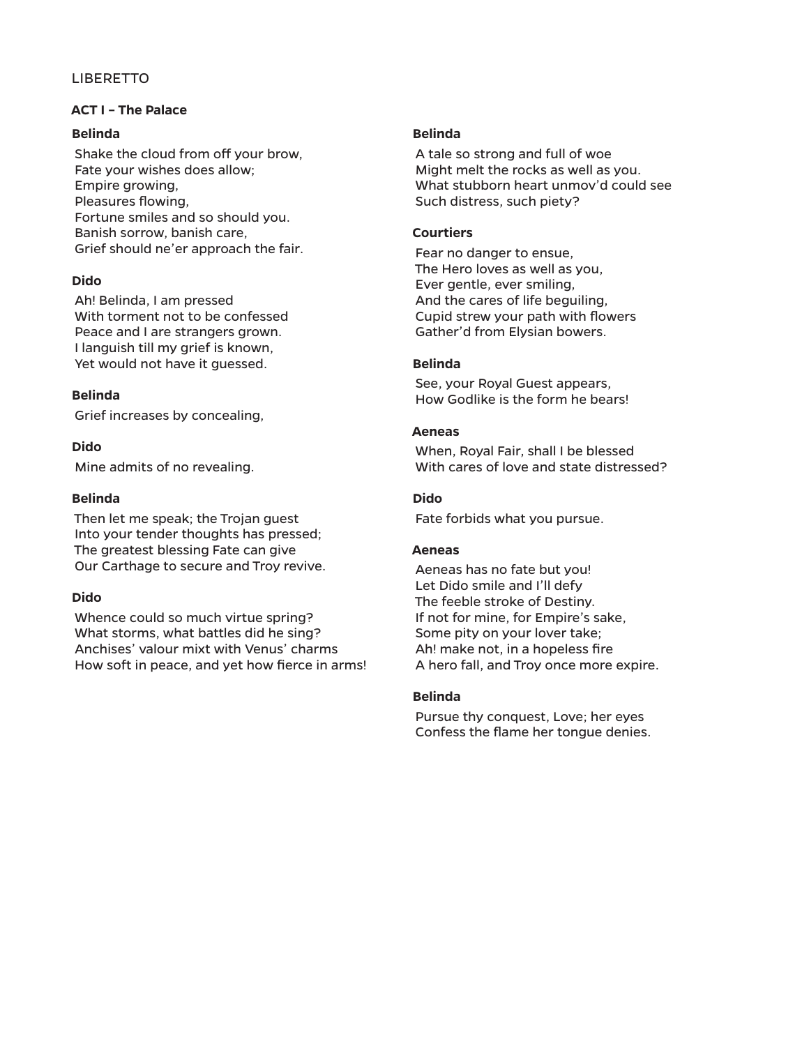LIBERETTO

## ACT I – The Palace

**Belinda**

Shake the cloud from off your brow,
Fate your wishes does allow;
Empire growing,
Pleasures flowing,
Fortune smiles and so should you.
Banish sorrow, banish care,
Grief should ne'er approach the fair.

**Dido**

Ah! Belinda, I am pressed
With torment not to be confessed
Peace and I are strangers grown.
I languish till my grief is known,
Yet would not have it guessed.

**Belinda**

Grief increases by concealing,

**Dido**

Mine admits of no revealing.

**Belinda**

Then let me speak; the Trojan guest
Into your tender thoughts has pressed;
The greatest blessing Fate can give
Our Carthage to secure and Troy revive.

**Dido**

Whence could so much virtue spring?
What storms, what battles did he sing?
Anchises' valour mixt with Venus' charms
How soft in peace, and yet how fierce in arms!

**Belinda**

A tale so strong and full of woe
Might melt the rocks as well as you.
What stubborn heart unmov'd could see
Such distress, such piety?

**Courtiers**

Fear no danger to ensue,
The Hero loves as well as you,
Ever gentle, ever smiling,
And the cares of life beguiling,
Cupid strew your path with flowers
Gather'd from Elysian bowers.

**Belinda**

See, your Royal Guest appears,
How Godlike is the form he bears!

**Aeneas**

When, Royal Fair, shall I be blessed
With cares of love and state distressed?

**Dido**

Fate forbids what you pursue.

**Aeneas**

Aeneas has no fate but you!
Let Dido smile and I'll defy
The feeble stroke of Destiny.
If not for mine, for Empire's sake,
Some pity on your lover take;
Ah! make not, in a hopeless fire
A hero fall, and Troy once more expire.

**Belinda**

Pursue thy conquest, Love; her eyes
Confess the flame her tongue denies.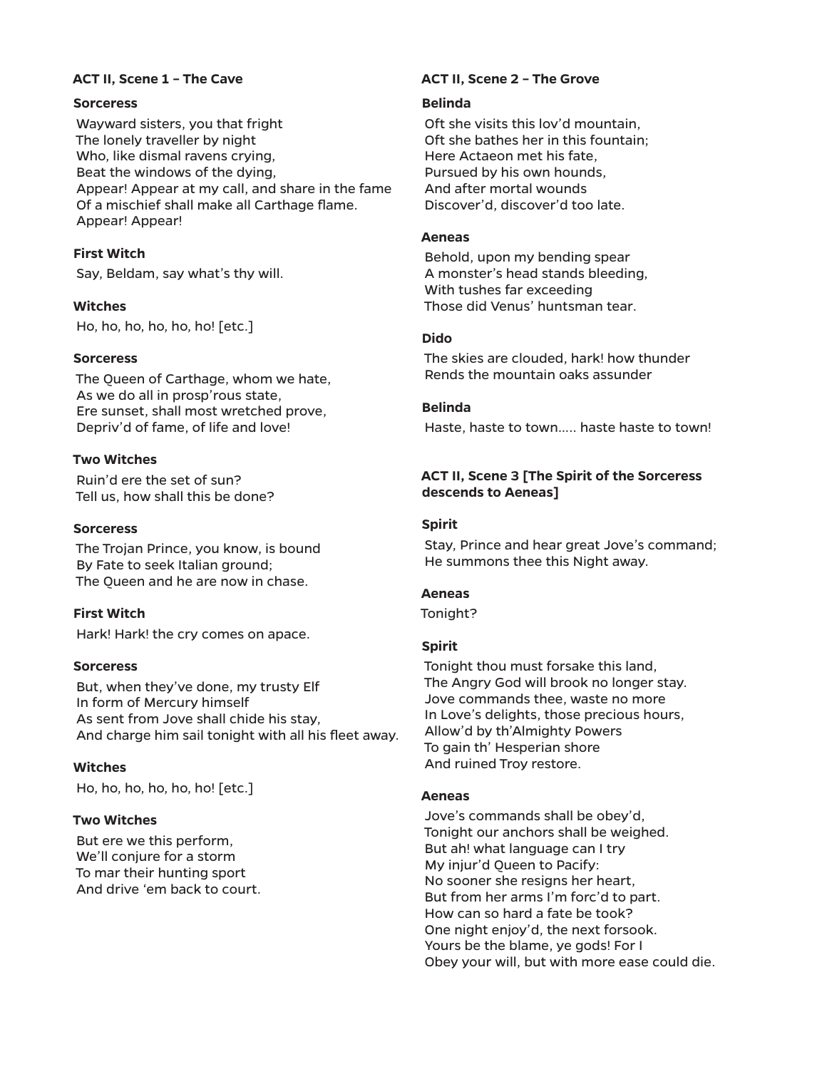### ACT II, Scene 1 – The Cave

**Sorceress**

Wayward sisters, you that fright
The lonely traveller by night
Who, like dismal ravens crying,
Beat the windows of the dying,
Appear! Appear at my call, and share in the fame
Of a mischief shall make all Carthage flame.
Appear! Appear!

**First Witch**

Say, Beldam, say what's thy will.

**Witches**

Ho, ho, ho, ho, ho, ho! [etc.]

**Sorceress**

The Queen of Carthage, whom we hate,
As we do all in prosp'rous state,
Ere sunset, shall most wretched prove,
Depriv'd of fame, of life and love!

**Two Witches**

Ruin'd ere the set of sun?
Tell us, how shall this be done?

**Sorceress**

The Trojan Prince, you know, is bound
By Fate to seek Italian ground;
The Queen and he are now in chase.

**First Witch**

Hark! Hark! the cry comes on apace.

**Sorceress**

But, when they've done, my trusty Elf
In form of Mercury himself
As sent from Jove shall chide his stay,
And charge him sail tonight with all his fleet away.

**Witches**

Ho, ho, ho, ho, ho, ho! [etc.]

**Two Witches**

But ere we this perform,
We'll conjure for a storm
To mar their hunting sport
And drive 'em back to court.

### ACT II, Scene 2 – The Grove

**Belinda**

Oft she visits this lov'd mountain,
Oft she bathes her in this fountain;
Here Actaeon met his fate,
Pursued by his own hounds,
And after mortal wounds
Discover'd, discover'd too late.

**Aeneas**

Behold, upon my bending spear
A monster's head stands bleeding,
With tushes far exceeding
Those did Venus' huntsman tear.

**Dido**

The skies are clouded, hark! how thunder
Rends the mountain oaks assunder

**Belinda**

Haste, haste to town..... haste haste to town!

### ACT II, Scene 3 [The Spirit of the Sorceress descends to Aeneas]

**Spirit**

Stay, Prince and hear great Jove's command;
He summons thee this Night away.

**Aeneas**

Tonight?

**Spirit**

Tonight thou must forsake this land,
The Angry God will brook no longer stay.
Jove commands thee, waste no more
In Love's delights, those precious hours,
Allow'd by th'Almighty Powers
To gain th' Hesperian shore
And ruined Troy restore.

**Aeneas**

Jove's commands shall be obey'd,
Tonight our anchors shall be weighed.
But ah! what language can I try
My injur'd Queen to Pacify:
No sooner she resigns her heart,
But from her arms I'm forc'd to part.
How can so hard a fate be took?
One night enjoy'd, the next forsook.
Yours be the blame, ye gods! For I
Obey your will, but with more ease could die.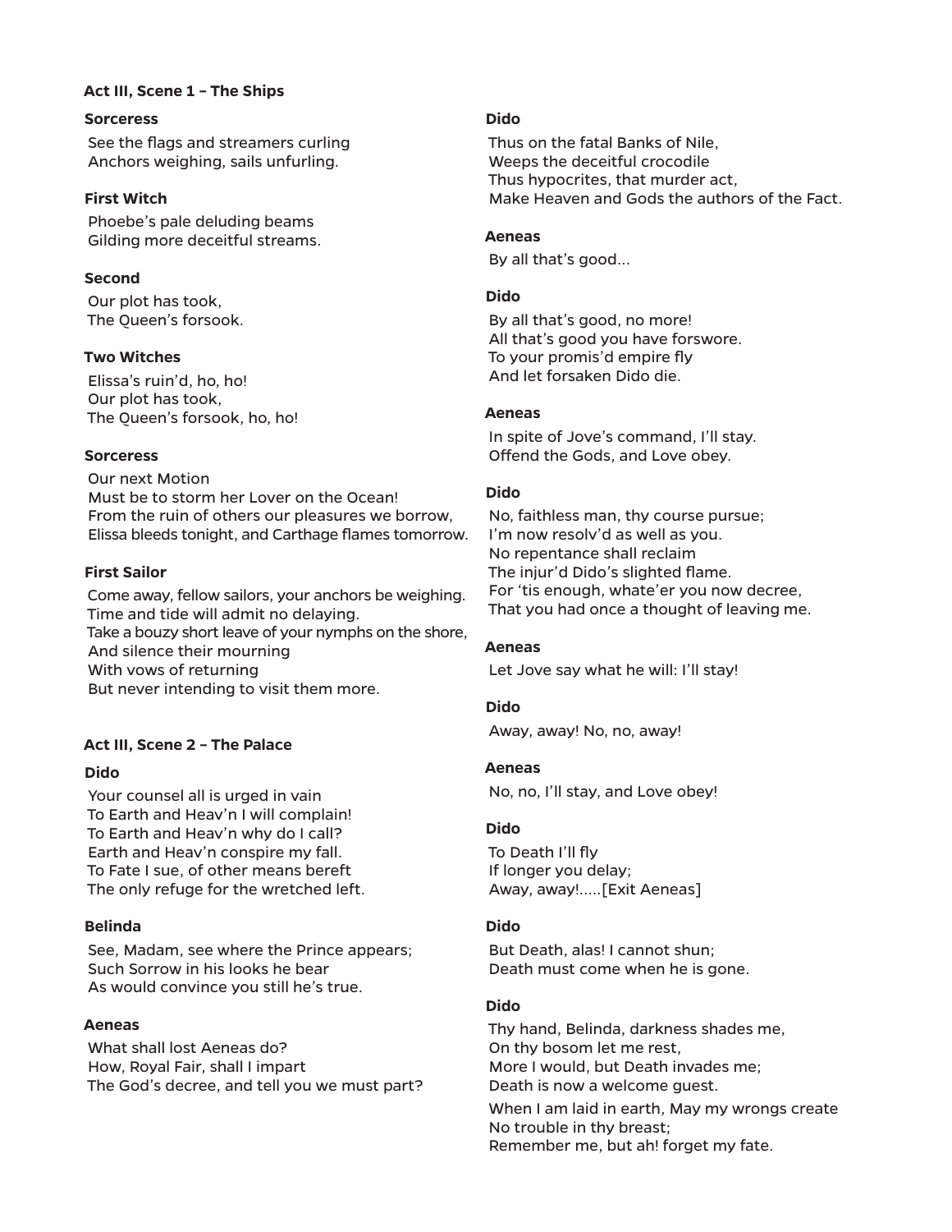### Act III, Scene 1 – The Ships

**Sorceress**

See the flags and streamers curling
Anchors weighing, sails unfurling.

**First Witch**

Phoebe's pale deluding beams
Gilding more deceitful streams.

**Second**

Our plot has took,
The Queen's forsook.

**Two Witches**

Elissa's ruin'd, ho, ho!
Our plot has took,
The Queen's forsook, ho, ho!

**Sorceress**

Our next Motion
Must be to storm her Lover on the Ocean!
From the ruin of others our pleasures we borrow,
Elissa bleeds tonight, and Carthage flames tomorrow.

**First Sailor**

Come away, fellow sailors, your anchors be weighing.
Time and tide will admit no delaying.
Take a bouzy short leave of your nymphs on the shore,
And silence their mourning
With vows of returning
But never intending to visit them more.

### Act III, Scene 2 – The Palace

**Dido**

Your counsel all is urged in vain
To Earth and Heav'n I will complain!
To Earth and Heav'n why do I call?
Earth and Heav'n conspire my fall.
To Fate I sue, of other means bereft
The only refuge for the wretched left.

**Belinda**

See, Madam, see where the Prince appears;
Such Sorrow in his looks he bear
As would convince you still he's true.

**Aeneas**

What shall lost Aeneas do?
How, Royal Fair, shall I impart
The God's decree, and tell you we must part?

**Dido**

Thus on the fatal Banks of Nile,
Weeps the deceitful crocodile
Thus hypocrites, that murder act,
Make Heaven and Gods the authors of the Fact.

**Aeneas**

By all that's good...

**Dido**

By all that's good, no more!
All that's good you have forswore.
To your promis'd empire fly
And let forsaken Dido die.

**Aeneas**

In spite of Jove's command, I'll stay.
Offend the Gods, and Love obey.

**Dido**

No, faithless man, thy course pursue;
I'm now resolv'd as well as you.
No repentance shall reclaim
The injur'd Dido's slighted flame.
For 'tis enough, whate'er you now decree,
That you had once a thought of leaving me.

**Aeneas**

Let Jove say what he will: I'll stay!

**Dido**

Away, away! No, no, away!

**Aeneas**

No, no, I'll stay, and Love obey!

**Dido**

To Death I'll fly
If longer you delay;
Away, away!.....[Exit Aeneas]

**Dido**

But Death, alas! I cannot shun;
Death must come when he is gone.

**Dido**

Thy hand, Belinda, darkness shades me,
On thy bosom let me rest,
More I would, but Death invades me;
Death is now a welcome guest.

When I am laid in earth, May my wrongs create
No trouble in thy breast;
Remember me, but ah! forget my fate.